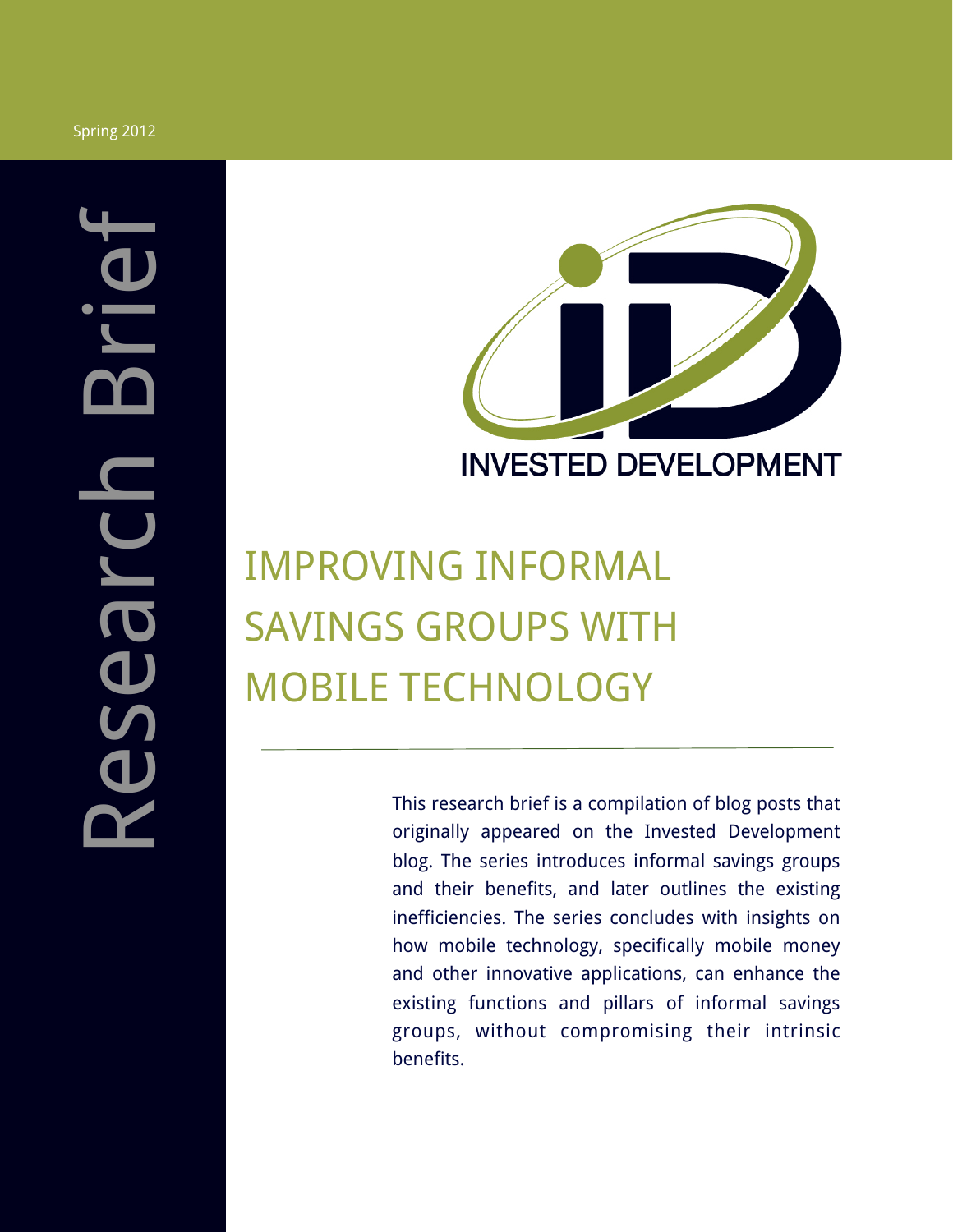Spring 2012

Research Brief

INVESTED DEVELOPMENT

# IMPROVING INFORMAL SAVINGS GROUPS WITH MOBILE TECHNOLOGY

---

This research brief is a compilation of blog posts that originally appeared on the Invested Development blog. The series introduces informal savings groups and their benefits, and later outlines the existing inefficiencies. The series concludes with insights on how mobile technology, specifically mobile money and other innovative applications, can enhance the existing functions and pillars of informal savings groups, without compromising their intrinsic benefits.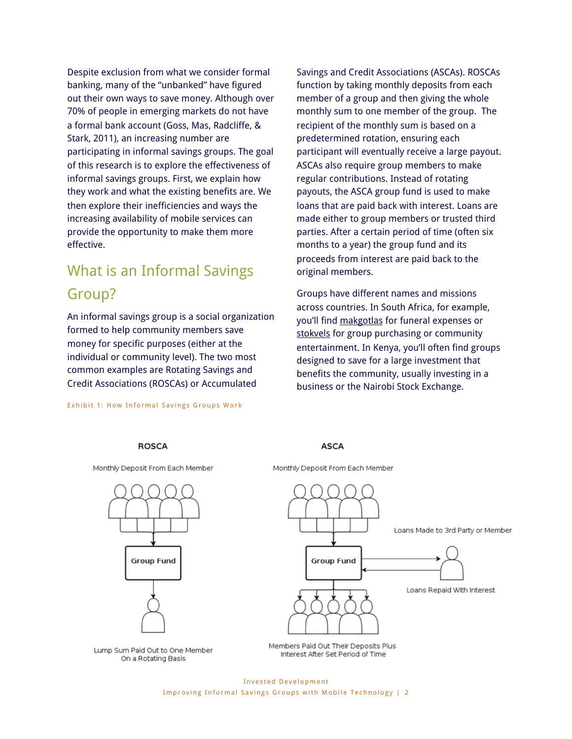Despite exclusion from what we consider formal banking, many of the "unbanked" have figured out their own ways to save money. Although over 70% of people in emerging markets do not have a formal bank account (Goss, Mas, Radcliffe, & Stark, 2011), an increasing number are participating in informal savings groups. The goal of this research is to explore the effectiveness of informal savings groups. First, we explain how they work and what the existing benefits are. We then explore their inefficiencies and ways the increasing availability of mobile services can provide the opportunity to make them more effective.

## What is an Informal Savings Group?

An informal savings group is a social organization formed to help community members save money for specific purposes (either at the individual or community level). The two most common examples are Rotating Savings and Credit Associations (ROSCAs) or Accumulated Savings and Credit Associations (ASCAs). ROSCAs function by taking monthly deposits from each member of a group and then giving the whole monthly sum to one member of the group. The recipient of the monthly sum is based on a predetermined rotation, ensuring each participant will eventually receive a large payout. ASCAs also require group members to make regular contributions. Instead of rotating payouts, the ASCA group fund is used to make loans that are paid back with interest. Loans are made either to group members or trusted third parties. After a certain period of time (often six months to a year) the group fund and its proceeds from interest are paid back to the original members.

Groups have different names and missions across countries. In South Africa, for example, you'll find makgotlas for funeral expenses or stokvels for group purchasing or community entertainment. In Kenya, you'll often find groups designed to save for a large investment that benefits the community, usually investing in a business or the Nairobi Stock Exchange.

Exhibit 1: How Informal Savings Groups Work

**ROSCA**

Monthly Deposit From Each Member

Group Fund

Lump Sum Paid Out to One Member On a Rotating Basis

**ASCA**

Monthly Deposit From Each Member

Group Fund

Loans Made to 3rd Party or Member

Loans Repaid With Interest

Members Paid Out Their Deposits Plus Interest After Set Period of Time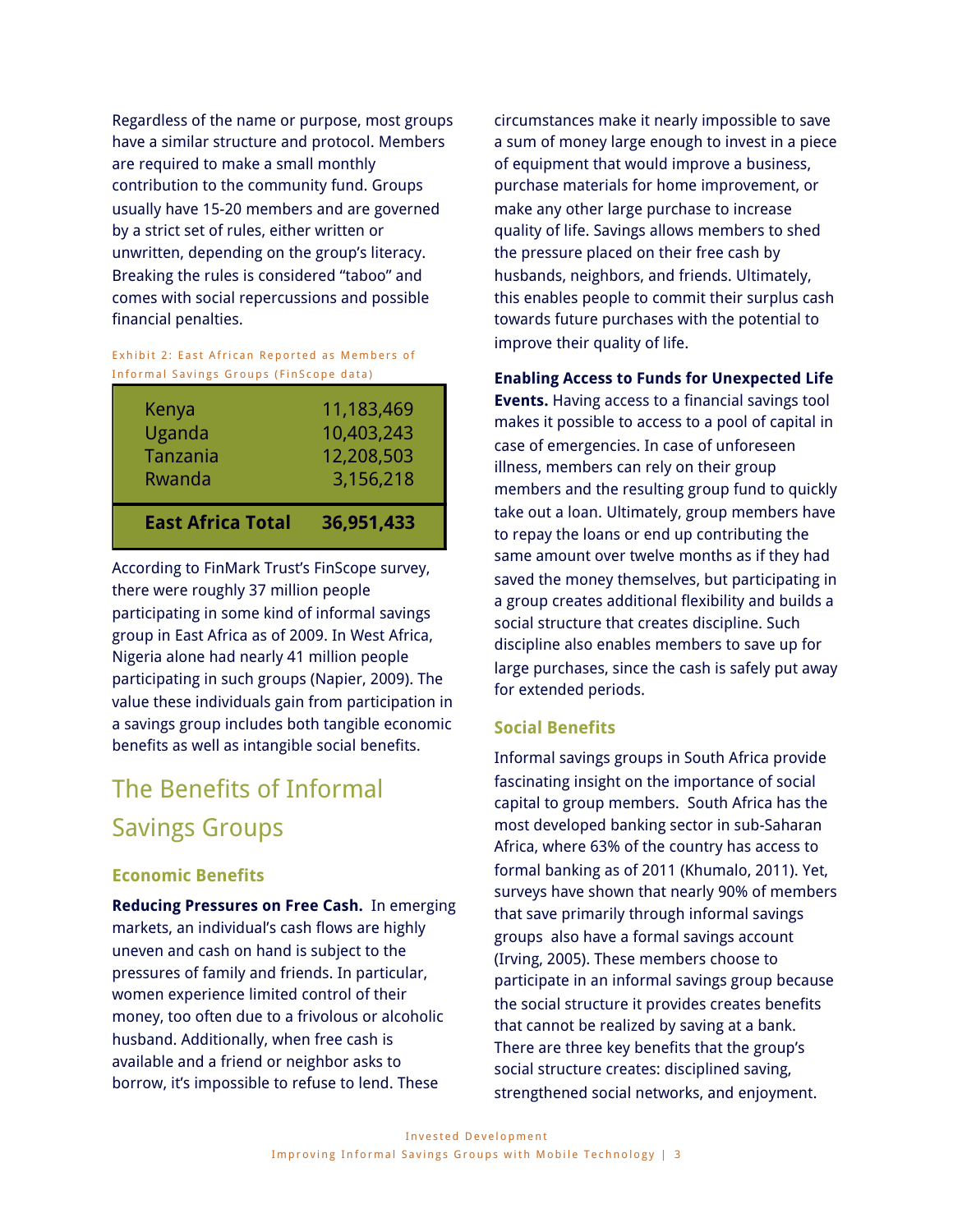Regardless of the name or purpose, most groups have a similar structure and protocol. Members are required to make a small monthly contribution to the community fund. Groups usually have 15-20 members and are governed by a strict set of rules, either written or unwritten, depending on the group's literacy. Breaking the rules is considered "taboo" and comes with social repercussions and possible financial penalties.

Exhibit 2: East African Reported as Members of Informal Savings Groups (FinScope data)

| Country | Members |
|---|---|
| Kenya | 11,183,469 |
| Uganda | 10,403,243 |
| Tanzania | 12,208,503 |
| Rwanda | 3,156,218 |
| **East Africa Total** | **36,951,433** |

According to FinMark Trust's FinScope survey, there were roughly 37 million people participating in some kind of informal savings group in East Africa as of 2009. In West Africa, Nigeria alone had nearly 41 million people participating in such groups (Napier, 2009). The value these individuals gain from participation in a savings group includes both tangible economic benefits as well as intangible social benefits.

## The Benefits of Informal Savings Groups

### Economic Benefits

**Reducing Pressures on Free Cash.** In emerging markets, an individual's cash flows are highly uneven and cash on hand is subject to the pressures of family and friends. In particular, women experience limited control of their money, too often due to a frivolous or alcoholic husband. Additionally, when free cash is available and a friend or neighbor asks to borrow, it's impossible to refuse to lend. These circumstances make it nearly impossible to save a sum of money large enough to invest in a piece of equipment that would improve a business, purchase materials for home improvement, or make any other large purchase to increase quality of life. Savings allows members to shed the pressure placed on their free cash by husbands, neighbors, and friends. Ultimately, this enables people to commit their surplus cash towards future purchases with the potential to improve their quality of life.

**Enabling Access to Funds for Unexpected Life Events.** Having access to a financial savings tool makes it possible to access to a pool of capital in case of emergencies. In case of unforeseen illness, members can rely on their group members and the resulting group fund to quickly take out a loan. Ultimately, group members have to repay the loans or end up contributing the same amount over twelve months as if they had saved the money themselves, but participating in a group creates additional flexibility and builds a social structure that creates discipline. Such discipline also enables members to save up for large purchases, since the cash is safely put away for extended periods.

### Social Benefits

Informal savings groups in South Africa provide fascinating insight on the importance of social capital to group members. South Africa has the most developed banking sector in sub-Saharan Africa, where 63% of the country has access to formal banking as of 2011 (Khumalo, 2011). Yet, surveys have shown that nearly 90% of members that save primarily through informal savings groups also have a formal savings account (Irving, 2005). These members choose to participate in an informal savings group because the social structure it provides creates benefits that cannot be realized by saving at a bank. There are three key benefits that the group's social structure creates: disciplined saving, strengthened social networks, and enjoyment.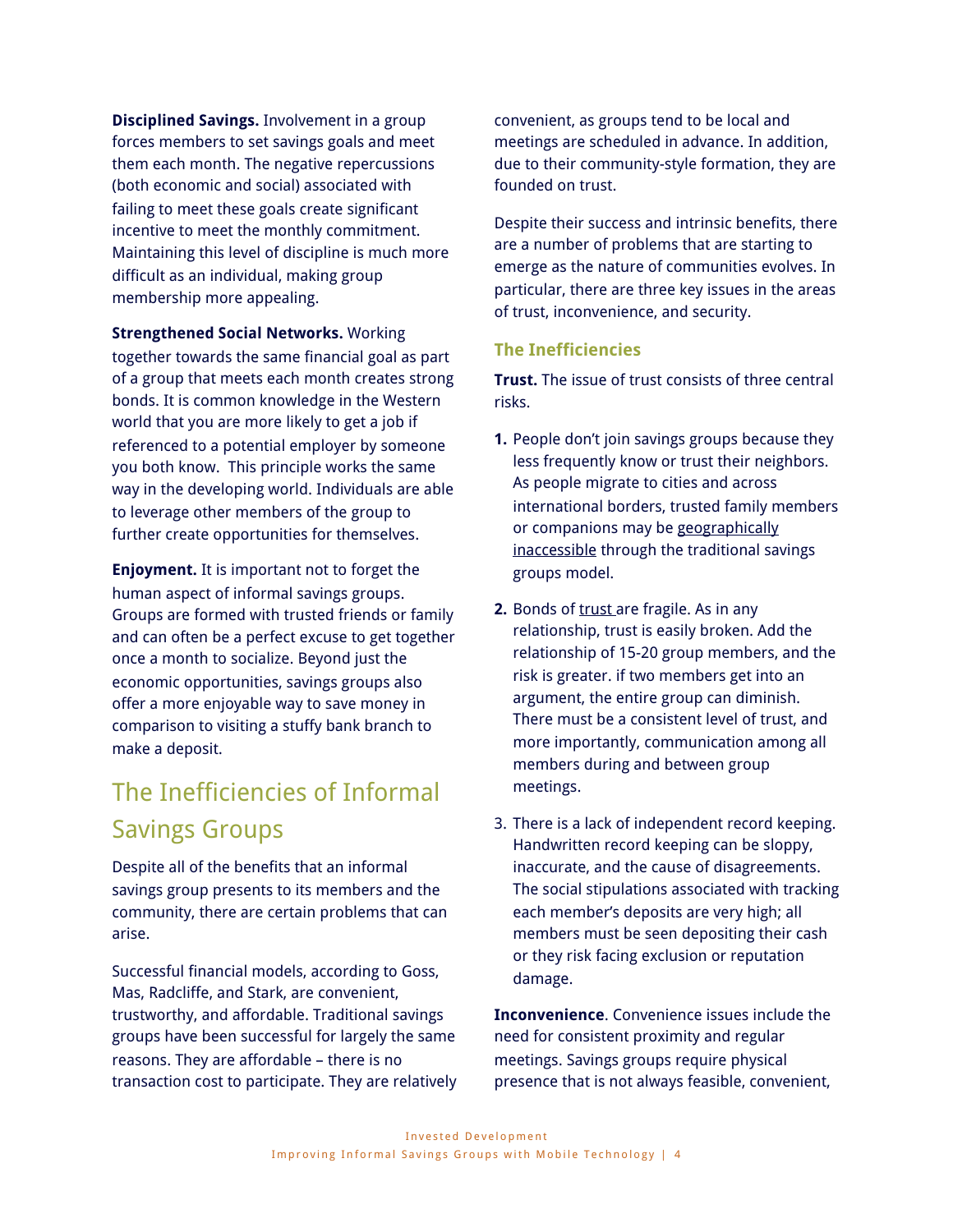**Disciplined Savings.** Involvement in a group forces members to set savings goals and meet them each month. The negative repercussions (both economic and social) associated with failing to meet these goals create significant incentive to meet the monthly commitment. Maintaining this level of discipline is much more difficult as an individual, making group membership more appealing.

**Strengthened Social Networks.** Working together towards the same financial goal as part of a group that meets each month creates strong bonds. It is common knowledge in the Western world that you are more likely to get a job if referenced to a potential employer by someone you both know. This principle works the same way in the developing world. Individuals are able to leverage other members of the group to further create opportunities for themselves.

**Enjoyment.** It is important not to forget the human aspect of informal savings groups. Groups are formed with trusted friends or family and can often be a perfect excuse to get together once a month to socialize. Beyond just the economic opportunities, savings groups also offer a more enjoyable way to save money in comparison to visiting a stuffy bank branch to make a deposit.

## The Inefficiencies of Informal Savings Groups

Despite all of the benefits that an informal savings group presents to its members and the community, there are certain problems that can arise.

Successful financial models, according to Goss, Mas, Radcliffe, and Stark, are convenient, trustworthy, and affordable. Traditional savings groups have been successful for largely the same reasons. They are affordable – there is no transaction cost to participate. They are relatively convenient, as groups tend to be local and meetings are scheduled in advance. In addition, due to their community-style formation, they are founded on trust.

Despite their success and intrinsic benefits, there are a number of problems that are starting to emerge as the nature of communities evolves. In particular, there are three key issues in the areas of trust, inconvenience, and security.

### The Inefficiencies

**Trust.** The issue of trust consists of three central risks.

1. People don't join savings groups because they less frequently know or trust their neighbors. As people migrate to cities and across international borders, trusted family members or companions may be geographically inaccessible through the traditional savings groups model.
2. Bonds of trust are fragile. As in any relationship, trust is easily broken. Add the relationship of 15-20 group members, and the risk is greater. if two members get into an argument, the entire group can diminish. There must be a consistent level of trust, and more importantly, communication among all members during and between group meetings.
3. There is a lack of independent record keeping. Handwritten record keeping can be sloppy, inaccurate, and the cause of disagreements. The social stipulations associated with tracking each member's deposits are very high; all members must be seen depositing their cash or they risk facing exclusion or reputation damage.

**Inconvenience**. Convenience issues include the need for consistent proximity and regular meetings. Savings groups require physical presence that is not always feasible, convenient,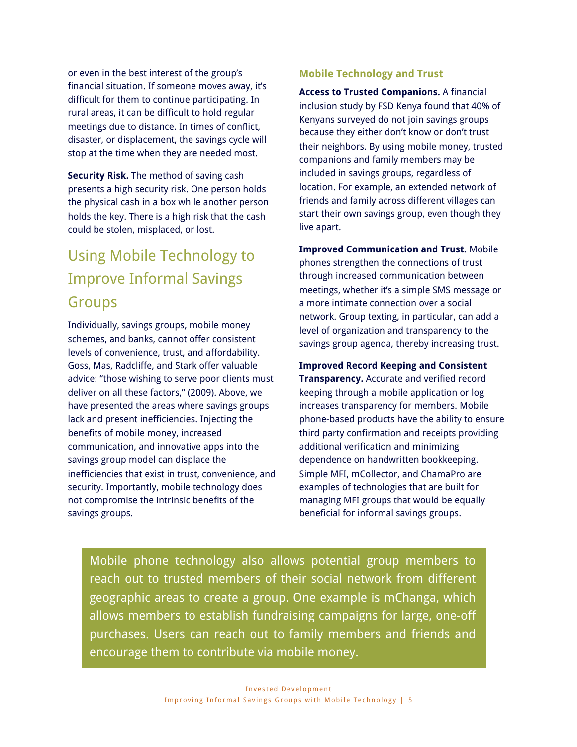or even in the best interest of the group's financial situation. If someone moves away, it's difficult for them to continue participating. In rural areas, it can be difficult to hold regular meetings due to distance. In times of conflict, disaster, or displacement, the savings cycle will stop at the time when they are needed most.

**Security Risk.** The method of saving cash presents a high security risk. One person holds the physical cash in a box while another person holds the key. There is a high risk that the cash could be stolen, misplaced, or lost.

## Using Mobile Technology to Improve Informal Savings Groups

Individually, savings groups, mobile money schemes, and banks, cannot offer consistent levels of convenience, trust, and affordability. Goss, Mas, Radcliffe, and Stark offer valuable advice: "those wishing to serve poor clients must deliver on all these factors," (2009). Above, we have presented the areas where savings groups lack and present inefficiencies. Injecting the benefits of mobile money, increased communication, and innovative apps into the savings group model can displace the inefficiencies that exist in trust, convenience, and security. Importantly, mobile technology does not compromise the intrinsic benefits of the savings groups.

### Mobile Technology and Trust

**Access to Trusted Companions.** A financial inclusion study by FSD Kenya found that 40% of Kenyans surveyed do not join savings groups because they either don't know or don't trust their neighbors. By using mobile money, trusted companions and family members may be included in savings groups, regardless of location. For example, an extended network of friends and family across different villages can start their own savings group, even though they live apart.

**Improved Communication and Trust.** Mobile phones strengthen the connections of trust through increased communication between meetings, whether it's a simple SMS message or a more intimate connection over a social network. Group texting, in particular, can add a level of organization and transparency to the savings group agenda, thereby increasing trust.

**Improved Record Keeping and Consistent Transparency.** Accurate and verified record keeping through a mobile application or log increases transparency for members. Mobile phone-based products have the ability to ensure third party confirmation and receipts providing additional verification and minimizing dependence on handwritten bookkeeping. Simple MFI, mCollector, and ChamaPro are examples of technologies that are built for managing MFI groups that would be equally beneficial for informal savings groups.

> Mobile phone technology also allows potential group members to reach out to trusted members of their social network from different geographic areas to create a group. One example is mChanga, which allows members to establish fundraising campaigns for large, one-off purchases. Users can reach out to family members and friends and encourage them to contribute via mobile money.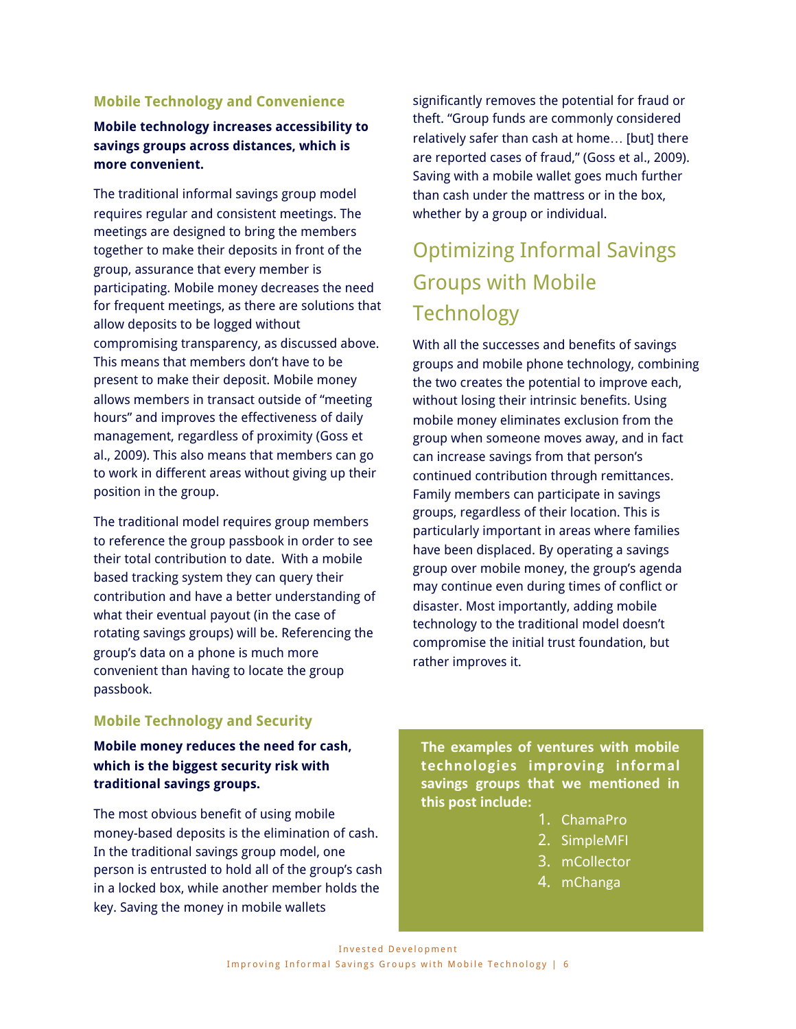### Mobile Technology and Convenience

**Mobile technology increases accessibility to savings groups across distances, which is more convenient.**

The traditional informal savings group model requires regular and consistent meetings. The meetings are designed to bring the members together to make their deposits in front of the group, assurance that every member is participating. Mobile money decreases the need for frequent meetings, as there are solutions that allow deposits to be logged without compromising transparency, as discussed above. This means that members don't have to be present to make their deposit. Mobile money allows members in transact outside of "meeting hours" and improves the effectiveness of daily management, regardless of proximity (Goss et al., 2009). This also means that members can go to work in different areas without giving up their position in the group.

The traditional model requires group members to reference the group passbook in order to see their total contribution to date. With a mobile based tracking system they can query their contribution and have a better understanding of what their eventual payout (in the case of rotating savings groups) will be. Referencing the group's data on a phone is much more convenient than having to locate the group passbook.

### Mobile Technology and Security

**Mobile money reduces the need for cash, which is the biggest security risk with traditional savings groups.**

The most obvious benefit of using mobile money-based deposits is the elimination of cash. In the traditional savings group model, one person is entrusted to hold all of the group's cash in a locked box, while another member holds the key. Saving the money in mobile wallets significantly removes the potential for fraud or theft. "Group funds are commonly considered relatively safer than cash at home… [but] there are reported cases of fraud," (Goss et al., 2009). Saving with a mobile wallet goes much further than cash under the mattress or in the box, whether by a group or individual.

## Optimizing Informal Savings Groups with Mobile Technology

With all the successes and benefits of savings groups and mobile phone technology, combining the two creates the potential to improve each, without losing their intrinsic benefits. Using mobile money eliminates exclusion from the group when someone moves away, and in fact can increase savings from that person's continued contribution through remittances. Family members can participate in savings groups, regardless of their location. This is particularly important in areas where families have been displaced. By operating a savings group over mobile money, the group's agenda may continue even during times of conflict or disaster. Most importantly, adding mobile technology to the traditional model doesn't compromise the initial trust foundation, but rather improves it.

**The examples of ventures with mobile technologies improving informal savings groups that we mentioned in this post include:**

1. ChamaPro
2. SimpleMFI
3. mCollector
4. mChanga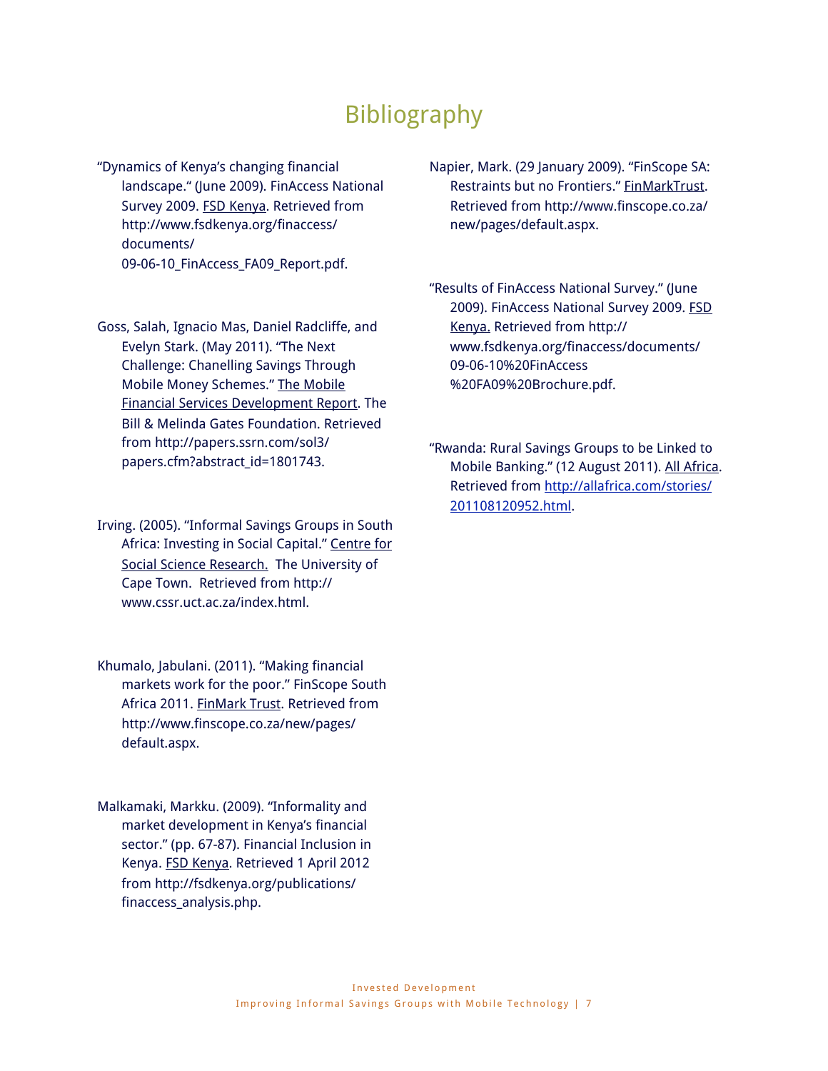# Bibliography

"Dynamics of Kenya's changing financial landscape." (June 2009). FinAccess National Survey 2009. FSD Kenya. Retrieved from http://www.fsdkenya.org/finaccess/documents/09-06-10_FinAccess_FA09_Report.pdf.

Goss, Salah, Ignacio Mas, Daniel Radcliffe, and Evelyn Stark. (May 2011). "The Next Challenge: Chanelling Savings Through Mobile Money Schemes." The Mobile Financial Services Development Report. The Bill & Melinda Gates Foundation. Retrieved from http://papers.ssrn.com/sol3/papers.cfm?abstract_id=1801743.

Irving. (2005). "Informal Savings Groups in South Africa: Investing in Social Capital." Centre for Social Science Research. The University of Cape Town. Retrieved from http://www.cssr.uct.ac.za/index.html.

Khumalo, Jabulani. (2011). "Making financial markets work for the poor." FinScope South Africa 2011. FinMark Trust. Retrieved from http://www.finscope.co.za/new/pages/default.aspx.

Malkamaki, Markku. (2009). "Informality and market development in Kenya's financial sector." (pp. 67-87). Financial Inclusion in Kenya. FSD Kenya. Retrieved 1 April 2012 from http://fsdkenya.org/publications/finaccess_analysis.php.

Napier, Mark. (29 January 2009). "FinScope SA: Restraints but no Frontiers." FinMarkTrust. Retrieved from http://www.finscope.co.za/new/pages/default.aspx.

"Results of FinAccess National Survey." (June 2009). FinAccess National Survey 2009. FSD Kenya. Retrieved from http://www.fsdkenya.org/finaccess/documents/09-06-10%20FinAccess%20FA09%20Brochure.pdf.

"Rwanda: Rural Savings Groups to be Linked to Mobile Banking." (12 August 2011). All Africa. Retrieved from http://allafrica.com/stories/201108120952.html.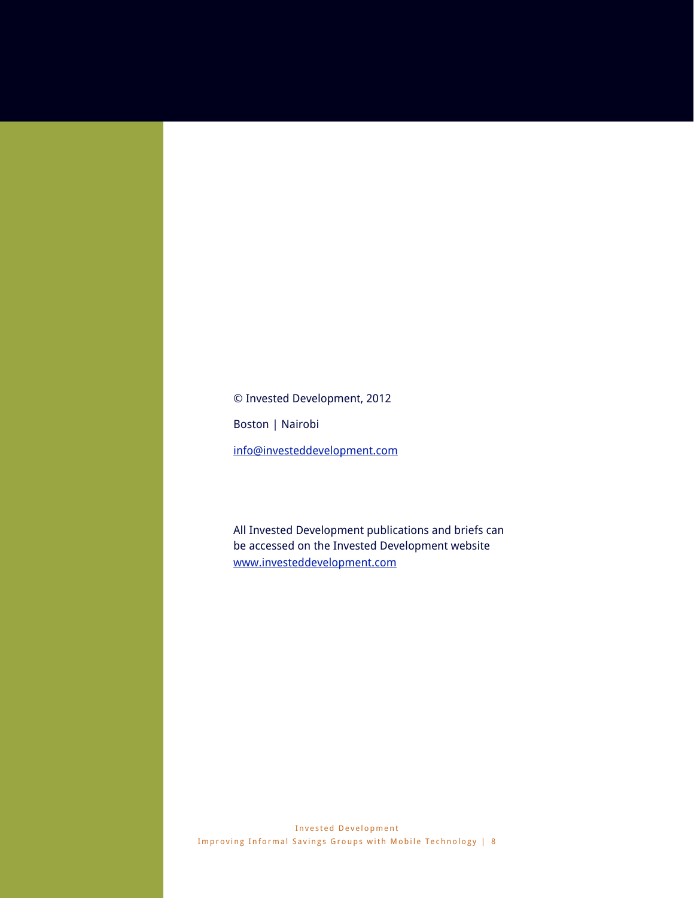© Invested Development, 2012

Boston | Nairobi

info@investeddevelopment.com

All Invested Development publications and briefs can be accessed on the Invested Development website www.investeddevelopment.com